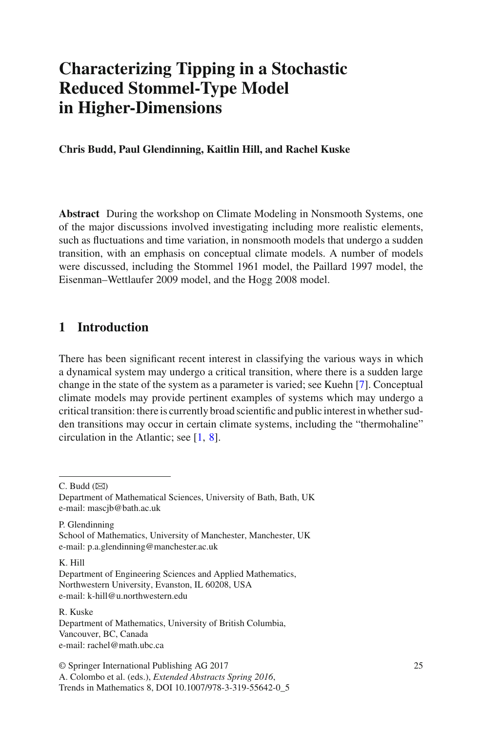# Characterizing Tipping in a Stochastic Reduced Stommel-Type Model in Higher-Dimensions

**Chris Budd, Paul Glendinning, Kaitlin Hill, and Rachel Kuske**

**Abstract** During the workshop on Climate Modeling in Nonsmooth Systems, one of the major discussions involved investigating including more realistic elements, such as fluctuations and time variation, in nonsmooth models that undergo a sudden transition, with an emphasis on conceptual climate models. A number of models were discussed, including the Stommel 1961 model, the Paillard 1997 model, the Eisenman–Wettlaufer 2009 model, and the Hogg 2008 model.

## 1 Introduction

There has been significant recent interest in classifying the various ways in which a dynamical system may undergo a critical transition, where there is a sudden large change in the state of the system as a parameter is varied; see Kuehn [7]. Conceptual climate models may provide pertinent examples of systems which may undergo a critical transition: there is currently broad scientific and public interest in whether sudden transitions may occur in certain climate systems, including the "thermohaline" circulation in the Atlantic; see [1, 8].

---

C. Budd (✉)
Department of Mathematical Sciences, University of Bath, Bath, UK
e-mail: mascjb@bath.ac.uk

P. Glendinning
School of Mathematics, University of Manchester, Manchester, UK
e-mail: p.a.glendinning@manchester.ac.uk

K. Hill
Department of Engineering Sciences and Applied Mathematics, Northwestern University, Evanston, IL 60208, USA
e-mail: k-hill@u.northwestern.edu

R. Kuske
Department of Mathematics, University of British Columbia, Vancouver, BC, Canada
e-mail: rachel@math.ubc.ca

© Springer International Publishing AG 2017
A. Colombo et al. (eds.), *Extended Abstracts Spring 2016*, Trends in Mathematics 8, DOI 10.1007/978-3-319-55642-0_5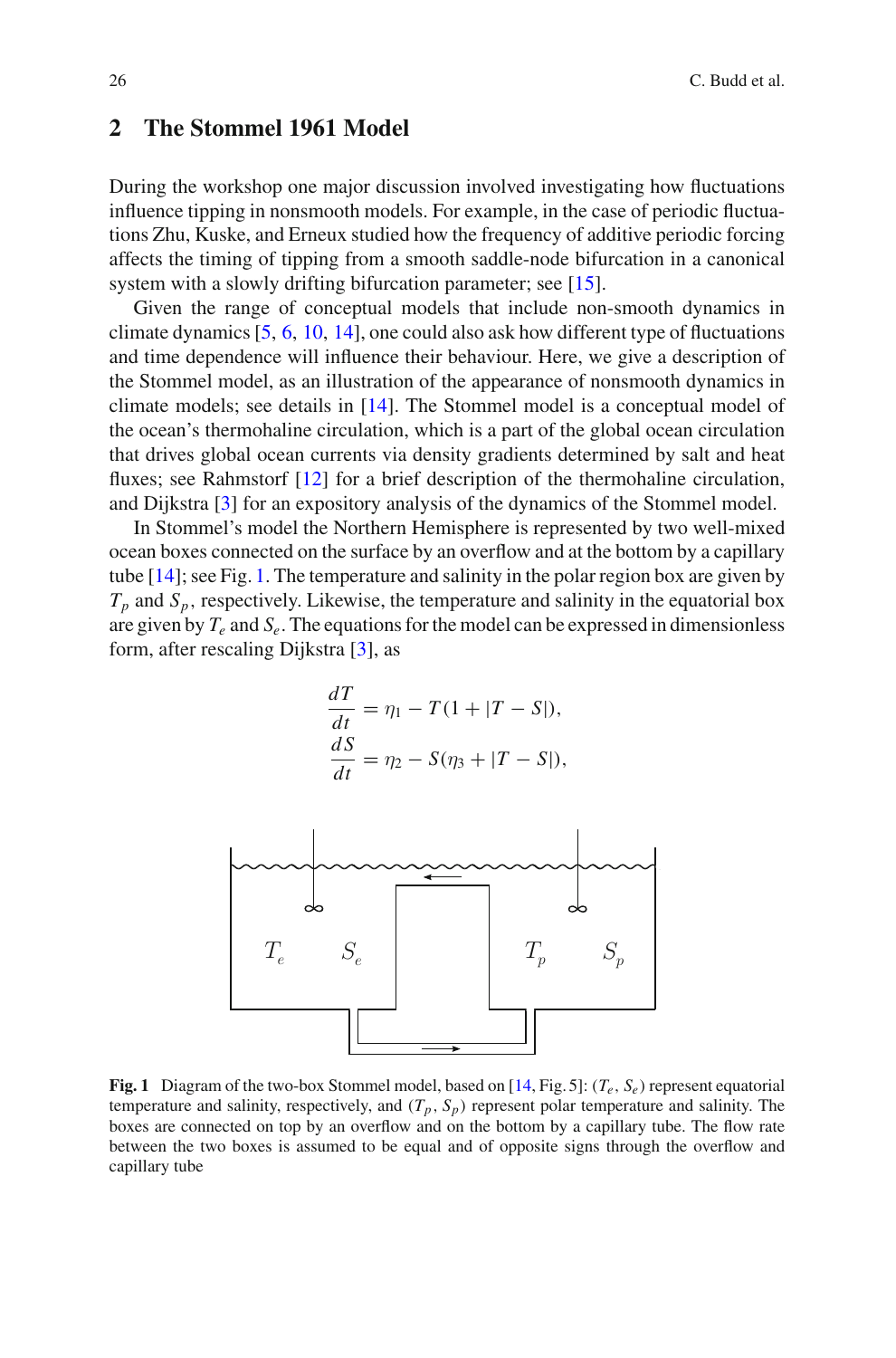## 2 The Stommel 1961 Model

During the workshop one major discussion involved investigating how fluctuations influence tipping in nonsmooth models. For example, in the case of periodic fluctuations Zhu, Kuske, and Erneux studied how the frequency of additive periodic forcing affects the timing of tipping from a smooth saddle-node bifurcation in a canonical system with a slowly drifting bifurcation parameter; see [15].

Given the range of conceptual models that include non-smooth dynamics in climate dynamics [5, 6, 10, 14], one could also ask how different type of fluctuations and time dependence will influence their behaviour. Here, we give a description of the Stommel model, as an illustration of the appearance of nonsmooth dynamics in climate models; see details in [14]. The Stommel model is a conceptual model of the ocean's thermohaline circulation, which is a part of the global ocean circulation that drives global ocean currents via density gradients determined by salt and heat fluxes; see Rahmstorf [12] for a brief description of the thermohaline circulation, and Dijkstra [3] for an expository analysis of the dynamics of the Stommel model.

In Stommel's model the Northern Hemisphere is represented by two well-mixed ocean boxes connected on the surface by an overflow and at the bottom by a capillary tube [14]; see Fig. 1. The temperature and salinity in the polar region box are given by $T_p$ and $S_p$, respectively. Likewise, the temperature and salinity in the equatorial box are given by $T_e$ and $S_e$. The equations for the model can be expressed in dimensionless form, after rescaling Dijkstra [3], as

$$
\begin{aligned}
\frac{dT}{dt} &= \eta_1 - T(1 + |T - S|), \\
\frac{dS}{dt} &= \eta_2 - S(\eta_3 + |T - S|),
\end{aligned}
$$

**Fig. 1** Diagram of the two-box Stommel model, based on [14, Fig. 5]: $(T_e, S_e)$ represent equatorial temperature and salinity, respectively, and $(T_p, S_p)$ represent polar temperature and salinity. The boxes are connected on top by an overflow and on the bottom by a capillary tube. The flow rate between the two boxes is assumed to be equal and of opposite signs through the overflow and capillary tube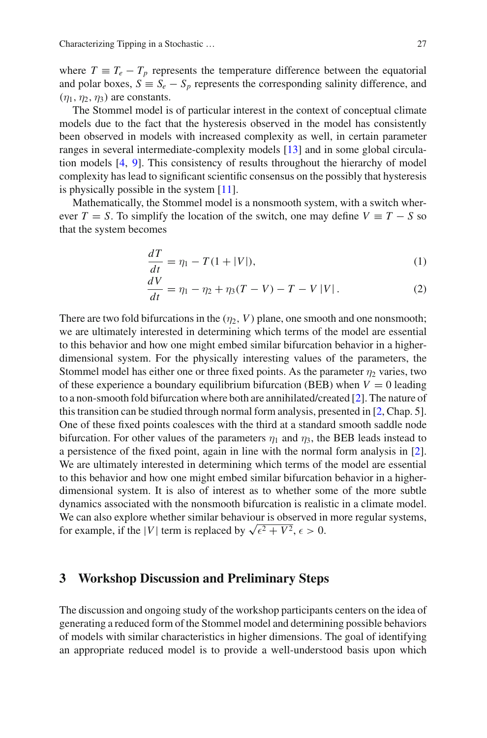where $T \equiv T_e - T_p$ represents the temperature difference between the equatorial and polar boxes, $S \equiv S_e - S_p$ represents the corresponding salinity difference, and $(\eta_1, \eta_2, \eta_3)$ are constants.

The Stommel model is of particular interest in the context of conceptual climate models due to the fact that the hysteresis observed in the model has consistently been observed in models with increased complexity as well, in certain parameter ranges in several intermediate-complexity models [13] and in some global circulation models [4, 9]. This consistency of results throughout the hierarchy of model complexity has lead to significant scientific consensus on the possibly that hysteresis is physically possible in the system [11].

Mathematically, the Stommel model is a nonsmooth system, with a switch wherever $T = S$. To simplify the location of the switch, one may define $V \equiv T - S$ so that the system becomes

$$\frac{dT}{dt} = \eta_1 - T(1 + |V|), \tag{1}$$

$$\frac{dV}{dt} = \eta_1 - \eta_2 + \eta_3(T - V) - T - V\,|V|\,. \tag{2}$$

There are two fold bifurcations in the $(\eta_2, V)$ plane, one smooth and one nonsmooth; we are ultimately interested in determining which terms of the model are essential to this behavior and how one might embed similar bifurcation behavior in a higher-dimensional system. For the physically interesting values of the parameters, the Stommel model has either one or three fixed points. As the parameter $\eta_2$ varies, two of these experience a boundary equilibrium bifurcation (BEB) when $V = 0$ leading to a non-smooth fold bifurcation where both are annihilated/created [2]. The nature of this transition can be studied through normal form analysis, presented in [2, Chap. 5]. One of these fixed points coalesces with the third at a standard smooth saddle node bifurcation. For other values of the parameters $\eta_1$ and $\eta_3$, the BEB leads instead to a persistence of the fixed point, again in line with the normal form analysis in [2]. We are ultimately interested in determining which terms of the model are essential to this behavior and how one might embed similar bifurcation behavior in a higher-dimensional system. It is also of interest as to whether some of the more subtle dynamics associated with the nonsmooth bifurcation is realistic in a climate model. We can also explore whether similar behaviour is observed in more regular systems, for example, if the $|V|$ term is replaced by $\sqrt{\epsilon^2 + V^2}$, $\epsilon > 0$.

## 3 Workshop Discussion and Preliminary Steps

The discussion and ongoing study of the workshop participants centers on the idea of generating a reduced form of the Stommel model and determining possible behaviors of models with similar characteristics in higher dimensions. The goal of identifying an appropriate reduced model is to provide a well-understood basis upon which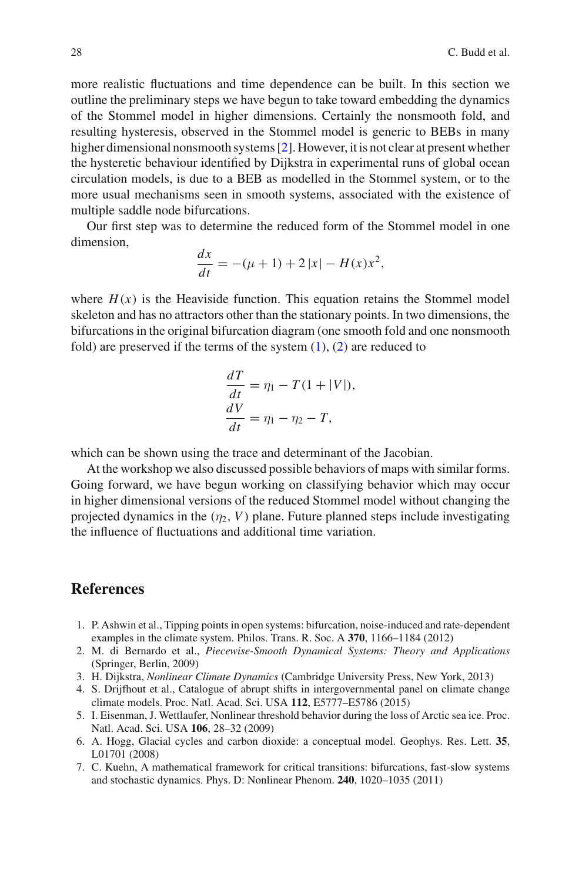more realistic fluctuations and time dependence can be built. In this section we outline the preliminary steps we have begun to take toward embedding the dynamics of the Stommel model in higher dimensions. Certainly the nonsmooth fold, and resulting hysteresis, observed in the Stommel model is generic to BEBs in many higher dimensional nonsmooth systems [2]. However, it is not clear at present whether the hysteretic behaviour identified by Dijkstra in experimental runs of global ocean circulation models, is due to a BEB as modelled in the Stommel system, or to the more usual mechanisms seen in smooth systems, associated with the existence of multiple saddle node bifurcations.

Our first step was to determine the reduced form of the Stommel model in one dimension,

$$\frac{dx}{dt} = -(\mu + 1) + 2\,|x| - H(x)x^2,$$

where $H(x)$ is the Heaviside function. This equation retains the Stommel model skeleton and has no attractors other than the stationary points. In two dimensions, the bifurcations in the original bifurcation diagram (one smooth fold and one nonsmooth fold) are preserved if the terms of the system (1), (2) are reduced to

$$\begin{aligned}
\frac{dT}{dt} &= \eta_1 - T(1 + |V|), \\
\frac{dV}{dt} &= \eta_1 - \eta_2 - T,
\end{aligned}$$

which can be shown using the trace and determinant of the Jacobian.

At the workshop we also discussed possible behaviors of maps with similar forms. Going forward, we have begun working on classifying behavior which may occur in higher dimensional versions of the reduced Stommel model without changing the projected dynamics in the $(\eta_2, V)$ plane. Future planned steps include investigating the influence of fluctuations and additional time variation.

## References

1. P. Ashwin et al., Tipping points in open systems: bifurcation, noise-induced and rate-dependent examples in the climate system. Philos. Trans. R. Soc. A **370**, 1166–1184 (2012)
2. M. di Bernardo et al., *Piecewise-Smooth Dynamical Systems: Theory and Applications* (Springer, Berlin, 2009)
3. H. Dijkstra, *Nonlinear Climate Dynamics* (Cambridge University Press, New York, 2013)
4. S. Drijfhout et al., Catalogue of abrupt shifts in intergovernmental panel on climate change climate models. Proc. Natl. Acad. Sci. USA **112**, E5777–E5786 (2015)
5. I. Eisenman, J. Wettlaufer, Nonlinear threshold behavior during the loss of Arctic sea ice. Proc. Natl. Acad. Sci. USA **106**, 28–32 (2009)
6. A. Hogg, Glacial cycles and carbon dioxide: a conceptual model. Geophys. Res. Lett. **35**, L01701 (2008)
7. C. Kuehn, A mathematical framework for critical transitions: bifurcations, fast-slow systems and stochastic dynamics. Phys. D: Nonlinear Phenom. **240**, 1020–1035 (2011)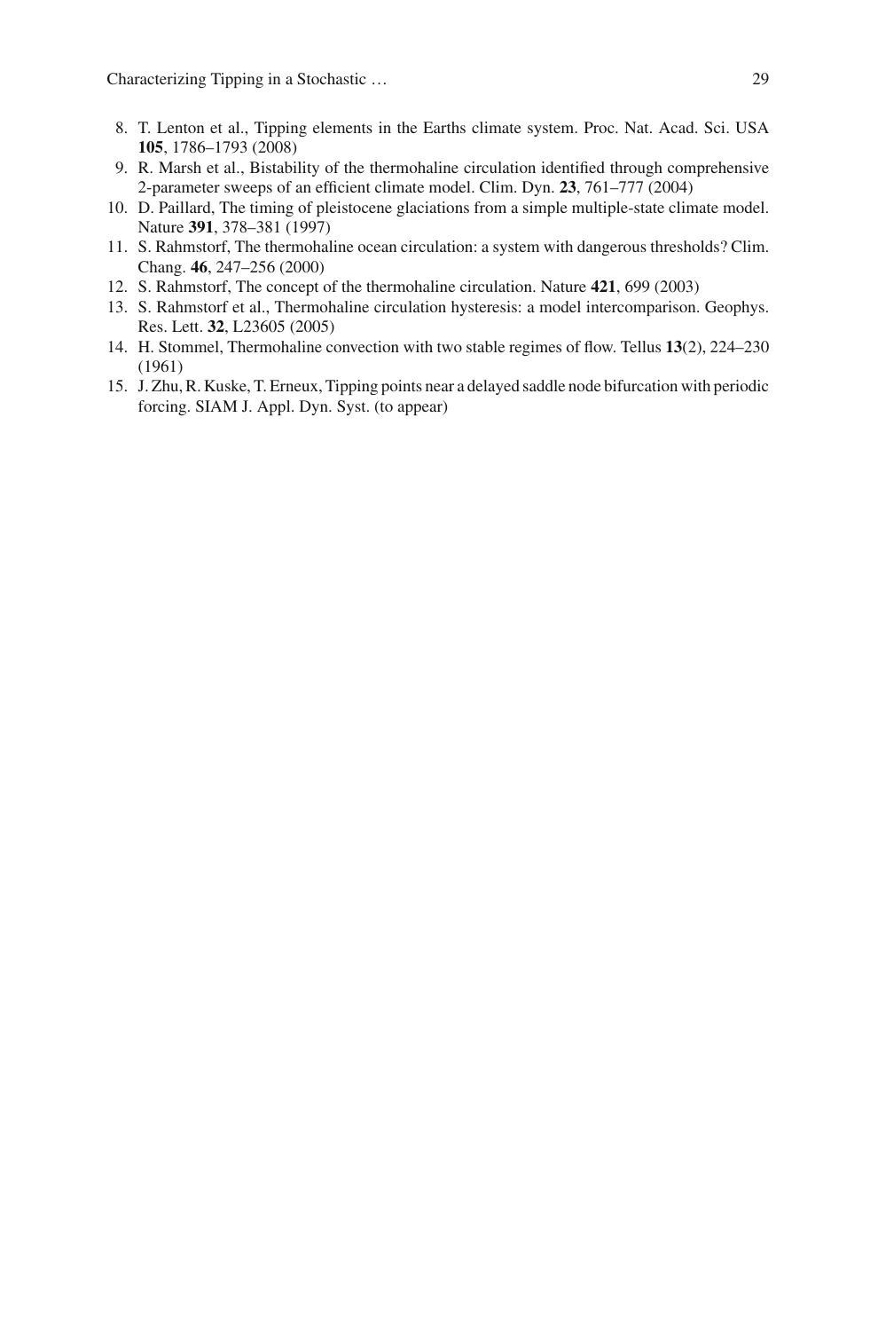8. T. Lenton et al., Tipping elements in the Earths climate system. Proc. Nat. Acad. Sci. USA **105**, 1786–1793 (2008)
9. R. Marsh et al., Bistability of the thermohaline circulation identified through comprehensive 2-parameter sweeps of an efficient climate model. Clim. Dyn. **23**, 761–777 (2004)
10. D. Paillard, The timing of pleistocene glaciations from a simple multiple-state climate model. Nature **391**, 378–381 (1997)
11. S. Rahmstorf, The thermohaline ocean circulation: a system with dangerous thresholds? Clim. Chang. **46**, 247–256 (2000)
12. S. Rahmstorf, The concept of the thermohaline circulation. Nature **421**, 699 (2003)
13. S. Rahmstorf et al., Thermohaline circulation hysteresis: a model intercomparison. Geophys. Res. Lett. **32**, L23605 (2005)
14. H. Stommel, Thermohaline convection with two stable regimes of flow. Tellus **13**(2), 224–230 (1961)
15. J. Zhu, R. Kuske, T. Erneux, Tipping points near a delayed saddle node bifurcation with periodic forcing. SIAM J. Appl. Dyn. Syst. (to appear)